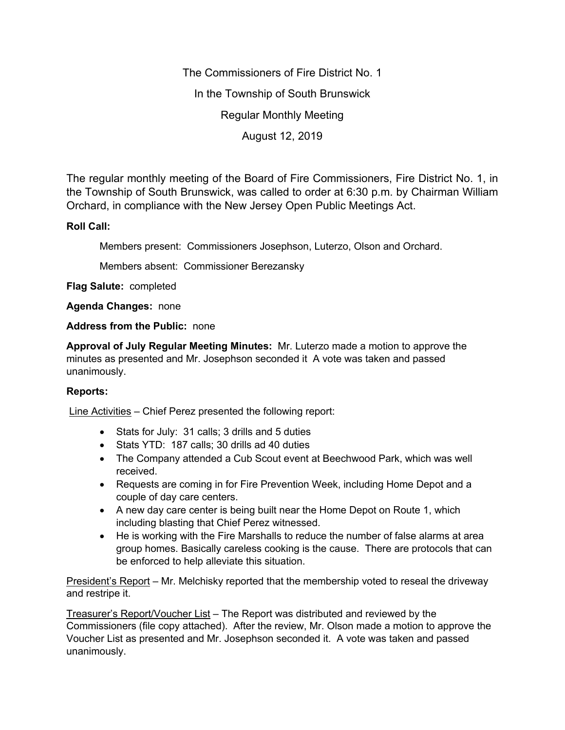# The Commissioners of Fire District No. 1
## In the Township of South Brunswick
## Regular Monthly Meeting
## August 12, 2019

The regular monthly meeting of the Board of Fire Commissioners, Fire District No. 1, in the Township of South Brunswick, was called to order at 6:30 p.m. by Chairman William Orchard, in compliance with the New Jersey Open Public Meetings Act.

**Roll Call:**

Members present: Commissioners Josephson, Luterzo, Olson and Orchard.

Members absent: Commissioner Berezansky

**Flag Salute:** completed

**Agenda Changes:** none

**Address from the Public:** none

**Approval of July Regular Meeting Minutes:** Mr. Luterzo made a motion to approve the minutes as presented and Mr. Josephson seconded it A vote was taken and passed unanimously.

**Reports:**

Line Activities – Chief Perez presented the following report:

- Stats for July: 31 calls; 3 drills and 5 duties
- Stats YTD: 187 calls; 30 drills ad 40 duties
- The Company attended a Cub Scout event at Beechwood Park, which was well received.
- Requests are coming in for Fire Prevention Week, including Home Depot and a couple of day care centers.
- A new day care center is being built near the Home Depot on Route 1, which including blasting that Chief Perez witnessed.
- He is working with the Fire Marshalls to reduce the number of false alarms at area group homes. Basically careless cooking is the cause. There are protocols that can be enforced to help alleviate this situation.

President's Report – Mr. Melchisky reported that the membership voted to reseal the driveway and restripe it.

Treasurer's Report/Voucher List – The Report was distributed and reviewed by the Commissioners (file copy attached). After the review, Mr. Olson made a motion to approve the Voucher List as presented and Mr. Josephson seconded it. A vote was taken and passed unanimously.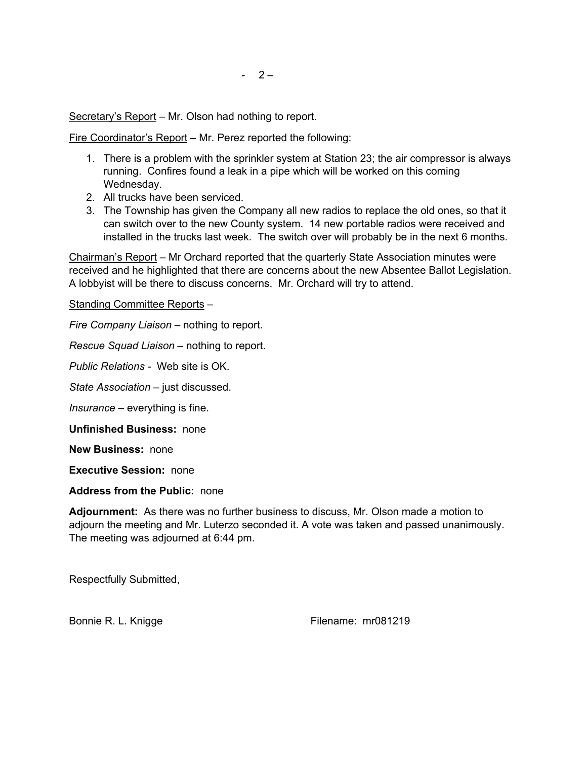Secretary's Report – Mr. Olson had nothing to report.

Fire Coordinator's Report – Mr. Perez reported the following:

1. There is a problem with the sprinkler system at Station 23; the air compressor is always running. Confires found a leak in a pipe which will be worked on this coming Wednesday.
2. All trucks have been serviced.
3. The Township has given the Company all new radios to replace the old ones, so that it can switch over to the new County system. 14 new portable radios were received and installed in the trucks last week. The switch over will probably be in the next 6 months.

Chairman's Report – Mr Orchard reported that the quarterly State Association minutes were received and he highlighted that there are concerns about the new Absentee Ballot Legislation. A lobbyist will be there to discuss concerns. Mr. Orchard will try to attend.

Standing Committee Reports –

*Fire Company Liaison* – nothing to report.

*Rescue Squad Liaison* – nothing to report.

*Public Relations* - Web site is OK.

*State Association* – just discussed.

*Insurance* – everything is fine.

**Unfinished Business:** none

**New Business:** none

**Executive Session:** none

**Address from the Public:** none

**Adjournment:** As there was no further business to discuss, Mr. Olson made a motion to adjourn the meeting and Mr. Luterzo seconded it. A vote was taken and passed unanimously. The meeting was adjourned at 6:44 pm.

Respectfully Submitted,

Bonnie R. L. Knigge Filename: mr081219